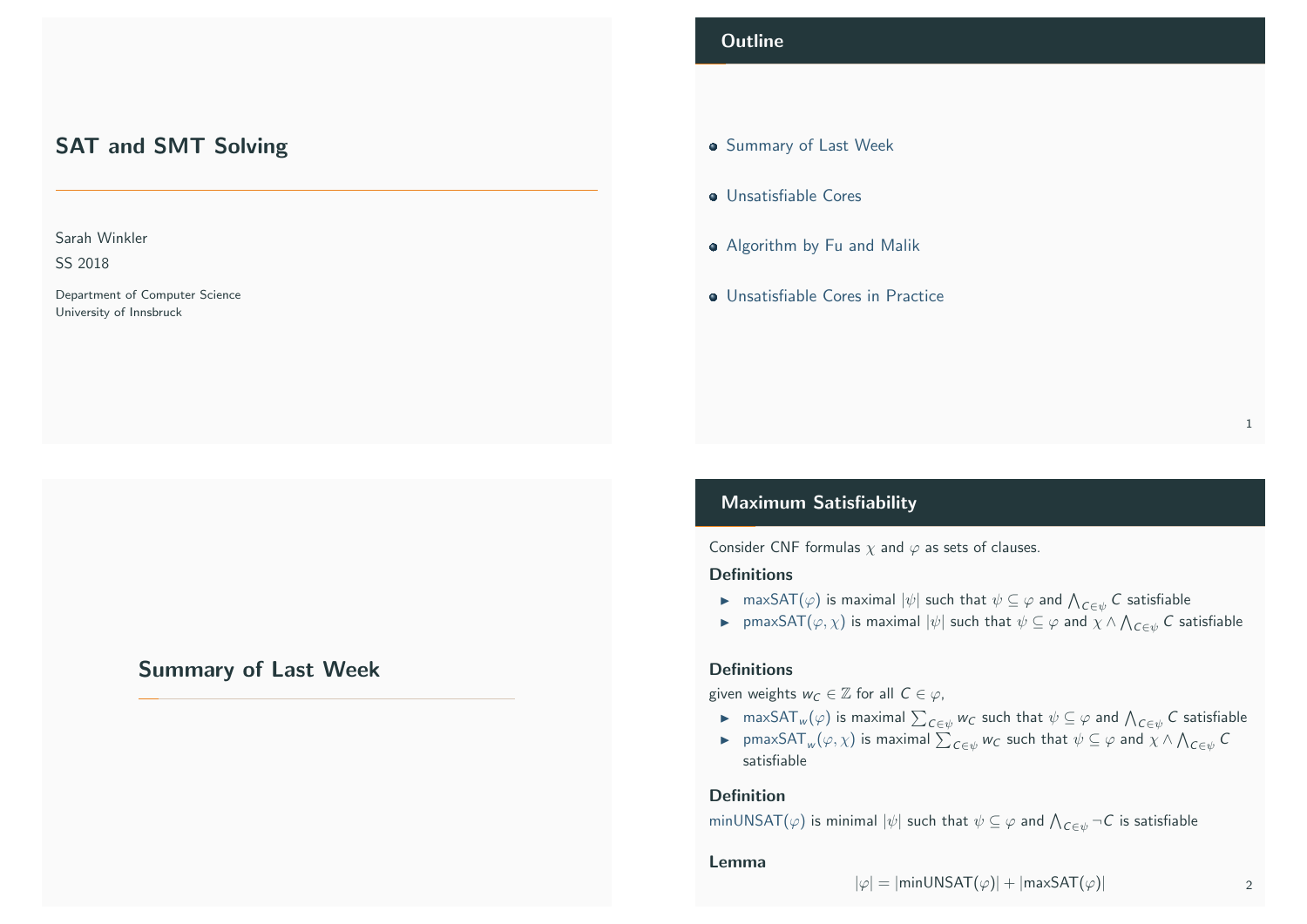# SAT and SMT Solving

Sarah Winkler

SS 2018

Department of Computer Science
University of Innsbruck

## Outline

- Summary of Last Week
- Unsatisfiable Cores
- Algorithm by Fu and Malik
- Unsatisfiable Cores in Practice

## Summary of Last Week

## Maximum Satisfiability

Consider CNF formulas $\chi$ and $\varphi$ as sets of clauses.

**Definitions**

- $\mathsf{maxSAT}(\varphi)$ is maximal $|\psi|$ such that $\psi \subseteq \varphi$ and $\bigwedge_{C \in \psi} C$ satisfiable
- $\mathsf{pmaxSAT}(\varphi, \chi)$ is maximal $|\psi|$ such that $\psi \subseteq \varphi$ and $\chi \wedge \bigwedge_{C \in \psi} C$ satisfiable

**Definitions**

given weights $w_C \in \mathbb{Z}$ for all $C \in \varphi$,

- $\mathsf{maxSAT}_w(\varphi)$ is maximal $\sum_{C \in \psi} w_C$ such that $\psi \subseteq \varphi$ and $\bigwedge_{C \in \psi} C$ satisfiable
- $\mathsf{pmaxSAT}_w(\varphi, \chi)$ is maximal $\sum_{C \in \psi} w_C$ such that $\psi \subseteq \varphi$ and $\chi \wedge \bigwedge_{C \in \psi} C$ satisfiable

**Definition**

$\mathsf{minUNSAT}(\varphi)$ is minimal $|\psi|$ such that $\psi \subseteq \varphi$ and $\bigwedge_{C \in \psi} \neg C$ is satisfiable

**Lemma**

$$|\varphi| = |\mathsf{minUNSAT}(\varphi)| + |\mathsf{maxSAT}(\varphi)|$$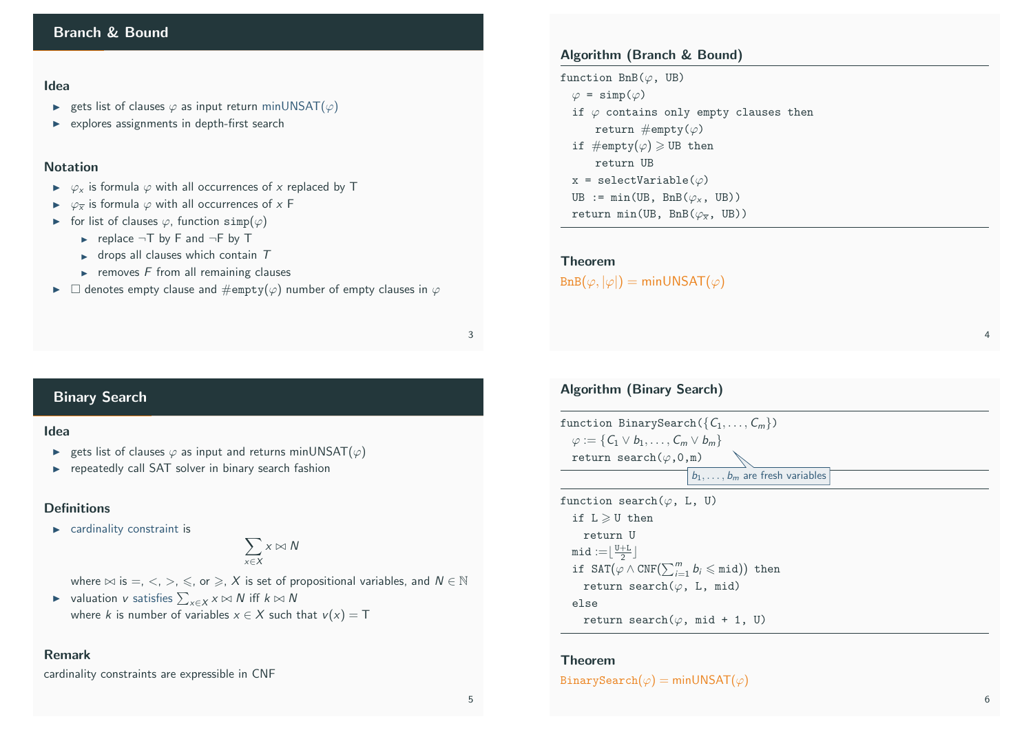## Branch & Bound

### Idea

- gets list of clauses $\varphi$ as input return minUNSAT($\varphi$)
- explores assignments in depth-first search

### Notation

- $\varphi_x$ is formula $\varphi$ with all occurrences of $x$ replaced by T
- $\varphi_{\overline{x}}$ is formula $\varphi$ with all occurrences of $x$ F
- for list of clauses $\varphi$, function simp($\varphi$)
  - replace ¬T by F and ¬F by T
  - drops all clauses which contain $T$
  - removes $F$ from all remaining clauses
- □ denotes empty clause and #empty($\varphi$) number of empty clauses in $\varphi$

### Algorithm (Branch & Bound)

```
function BnB(φ, UB)
  φ = simp(φ)
  if φ contains only empty clauses then
      return #empty(φ)
  if #empty(φ) ⩾ UB then
      return UB
  x = selectVariable(φ)
  UB := min(UB, BnB(φ_x, UB))
  return min(UB, BnB(φ_x̄, UB))
```

### Theorem

$\text{BnB}(\varphi, |\varphi|) = \text{minUNSAT}(\varphi)$

## Binary Search

### Idea

- gets list of clauses $\varphi$ as input and returns minUNSAT($\varphi$)
- repeatedly call SAT solver in binary search fashion

### Definitions

- cardinality constraint is

$$\sum_{x \in X} x \bowtie N$$

where $\bowtie$ is $=$, $<$, $>$, $\leqslant$, or $\geqslant$, $X$ is set of propositional variables, and $N \in \mathbb{N}$

- valuation $v$ satisfies $\sum_{x \in X} x \bowtie N$ iff $k \bowtie N$ where $k$ is number of variables $x \in X$ such that $v(x) = \text{T}$

### Remark

cardinality constraints are expressible in CNF

### Algorithm (Binary Search)

```
function BinarySearch({C_1, ..., C_m})
  φ := {C_1 ∨ b_1, ..., C_m ∨ b_m}
  return search(φ,0,m)
```

$b_1, \ldots, b_m$ are fresh variables

```
function search(φ, L, U)
  if L ⩾ U then
    return U
  mid := ⌊(U+L)/2⌋
  if SAT(φ ∧ CNF(∑_{i=1}^{m} b_i ⩽ mid)) then
    return search(φ, L, mid)
  else
    return search(φ, mid + 1, U)
```

### Theorem

$\text{BinarySearch}(\varphi) = \text{minUNSAT}(\varphi)$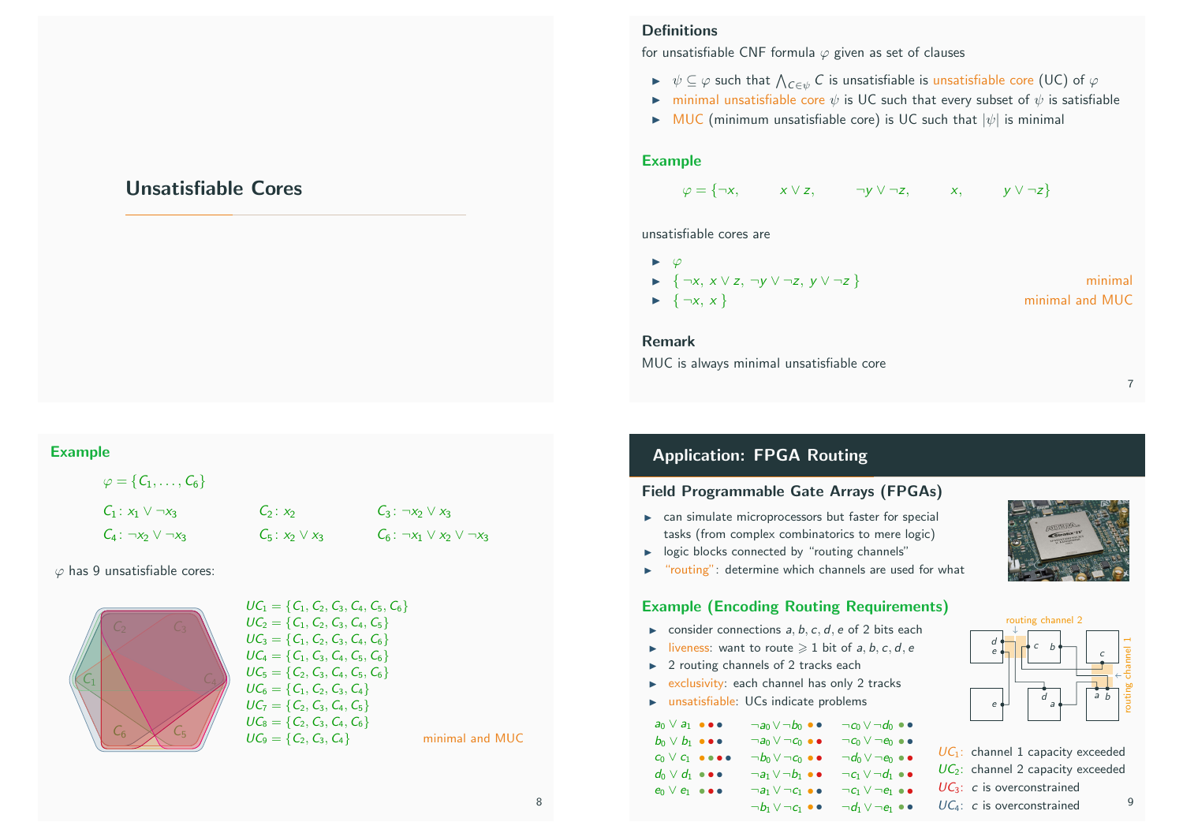# Unsatisfiable Cores

## Definitions

for unsatisfiable CNF formula $\varphi$ given as set of clauses

- $\psi \subseteq \varphi$ such that $\bigwedge_{C \in \psi} C$ is unsatisfiable is unsatisfiable core (UC) of $\varphi$
- minimal unsatisfiable core $\psi$ is UC such that every subset of $\psi$ is satisfiable
- MUC (minimum unsatisfiable core) is UC such that $|\psi|$ is minimal

## Example

$$\varphi = \{\neg x, \quad x \vee z, \quad \neg y \vee \neg z, \quad x, \quad y \vee \neg z\}$$

unsatisfiable cores are

- $\varphi$
- $\{\, \neg x,\ x \vee z,\ \neg y \vee \neg z,\ y \vee \neg z \,\}$ — minimal
- $\{\, \neg x,\ x \,\}$ — minimal and MUC

## Remark

MUC is always minimal unsatisfiable core

## Example

$\varphi = \{C_1, \dots, C_6\}$

| | | |
|---|---|---|
| $C_1 \colon x_1 \vee \neg x_3$ | $C_2 \colon x_2$ | $C_3 \colon \neg x_2 \vee x_3$ |
| $C_4 \colon \neg x_2 \vee \neg x_3$ | $C_5 \colon x_2 \vee x_3$ | $C_6 \colon \neg x_1 \vee x_2 \vee \neg x_3$ |

$\varphi$ has 9 unsatisfiable cores:

- $UC_1 = \{C_1, C_2, C_3, C_4, C_5, C_6\}$
- $UC_2 = \{C_1, C_2, C_3, C_4, C_5\}$
- $UC_3 = \{C_1, C_2, C_3, C_4, C_6\}$
- $UC_4 = \{C_1, C_3, C_4, C_5, C_6\}$
- $UC_5 = \{C_2, C_3, C_4, C_5, C_6\}$
- $UC_6 = \{C_1, C_2, C_3, C_4\}$
- $UC_7 = \{C_2, C_3, C_4, C_5\}$
- $UC_8 = \{C_2, C_3, C_4, C_6\}$
- $UC_9 = \{C_2, C_3, C_4\}$ — minimal and MUC

## Application: FPGA Routing

### Field Programmable Gate Arrays (FPGAs)

- can simulate microprocessors but faster for special tasks (from complex combinatorics to mere logic)
- logic blocks connected by "routing channels"
- "routing": determine which channels are used for what

### Example (Encoding Routing Requirements)

- consider connections $a, b, c, d, e$ of 2 bits each
- liveness: want to route $\geqslant 1$ bit of $a, b, c, d, e$
- 2 routing channels of 2 tracks each
- exclusivity: each channel has only 2 tracks
- unsatisfiable: UCs indicate problems

| | | |
|---|---|---|
| $a_0 \vee a_1$ | $\neg a_0 \vee \neg b_0$ | $\neg c_0 \vee \neg d_0$ |
| $b_0 \vee b_1$ | $\neg a_0 \vee \neg c_0$ | $\neg c_0 \vee \neg e_0$ |
| $c_0 \vee c_1$ | $\neg b_0 \vee \neg c_0$ | $\neg d_0 \vee \neg e_0$ |
| $d_0 \vee d_1$ | $\neg a_1 \vee \neg b_1$ | $\neg c_1 \vee \neg d_1$ |
| $e_0 \vee e_1$ | $\neg a_1 \vee \neg c_1$ | $\neg c_1 \vee \neg e_1$ |
| | $\neg b_1 \vee \neg c_1$ | $\neg d_1 \vee \neg e_1$ |

routing channel 2, routing channel 1

- $UC_1$: channel 1 capacity exceeded
- $UC_2$: channel 2 capacity exceeded
- $UC_3$: $c$ is overconstrained
- $UC_4$: $c$ is overconstrained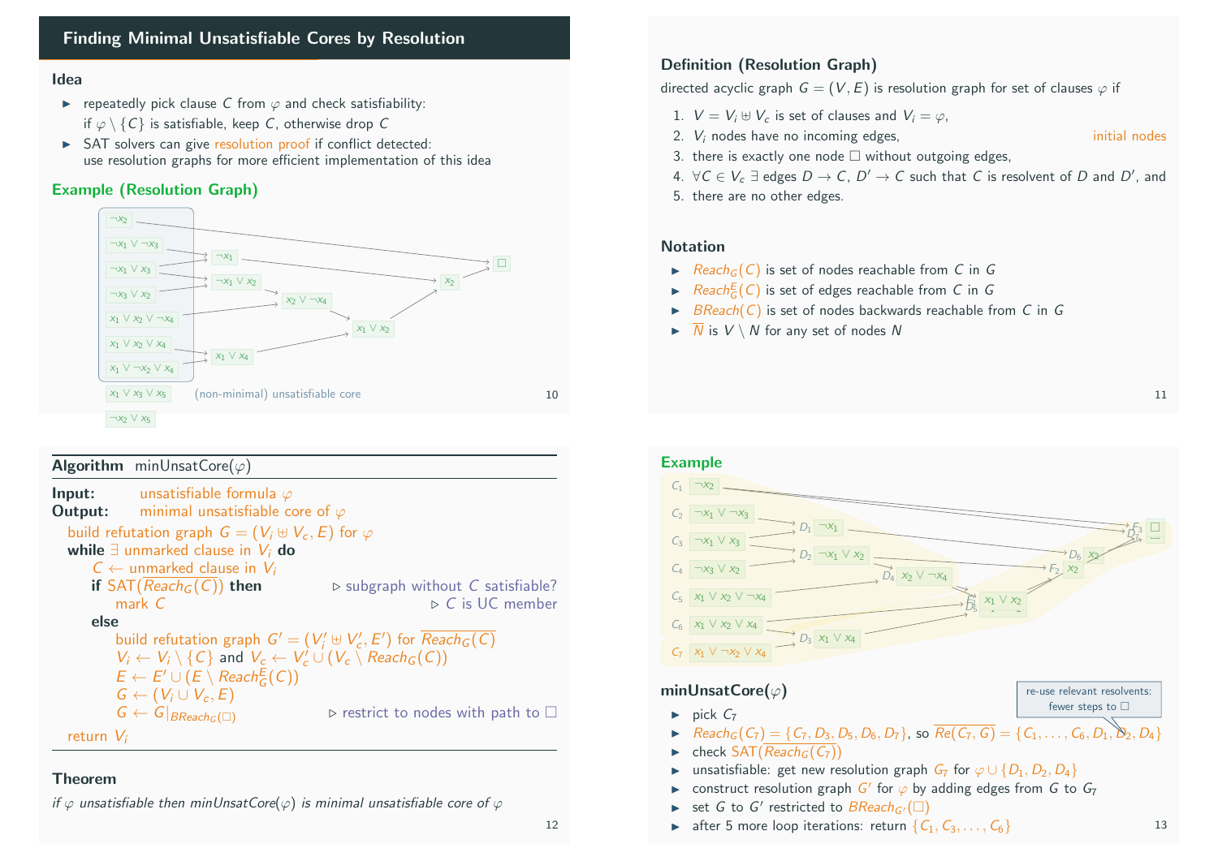## Finding Minimal Unsatisfiable Cores by Resolution

### Idea

- repeatedly pick clause $C$ from $\varphi$ and check satisfiability: if $\varphi \setminus \{C\}$ is satisfiable, keep $C$, otherwise drop $C$
- SAT solvers can give resolution proof if conflict detected: use resolution graphs for more efficient implementation of this idea

### Example (Resolution Graph)

Clauses: $\neg x_2$, $\neg x_1 \vee \neg x_3$, $\neg x_1 \vee x_3$, $\neg x_3 \vee x_2$, $x_1 \vee x_2 \vee \neg x_4$, $x_1 \vee x_2 \vee x_4$, $x_1 \vee \neg x_2 \vee x_4$, $x_1 \vee x_3 \vee x_5$, $\neg x_2 \vee x_5$

Resolvents: $\neg x_1$, $\neg x_1 \vee x_2$, $x_2 \vee \neg x_4$, $x_1 \vee x_4$, $x_1 \vee x_2$, $x_2$, $\Box$

(non-minimal) unsatisfiable core

### Definition (Resolution Graph)

directed acyclic graph $G = (V, E)$ is resolution graph for set of clauses $\varphi$ if

1. $V = V_i \uplus V_c$ is set of clauses and $V_i = \varphi$,
2. $V_i$ nodes have no incoming edges, (initial nodes)
3. there is exactly one node $\Box$ without outgoing edges,
4. $\forall C \in V_c\ \exists$ edges $D \to C$, $D' \to C$ such that $C$ is resolvent of $D$ and $D'$, and
5. there are no other edges.

### Notation

- $Reach_G(C)$ is set of nodes reachable from $C$ in $G$
- $Reach^E_G(C)$ is set of edges reachable from $C$ in $G$
- $BReach(C)$ is set of nodes backwards reachable from $C$ in $G$
- $\overline{N}$ is $V \setminus N$ for any set of nodes $N$

---

**Algorithm** minUnsatCore($\varphi$)

**Input:** unsatisfiable formula $\varphi$
**Output:** minimal unsatisfiable core of $\varphi$

```
build refutation graph G = (V_i ⊎ V_c, E) for φ
while ∃ unmarked clause in V_i do
    C ← unmarked clause in V_i
    if SAT(¬Reach_G(C)) then                 ▷ subgraph without C satisfiable?
        mark C                               ▷ C is UC member
    else
        build refutation graph G' = (V'_i ⊎ V'_c, E') for ¬Reach_G(C)
        V_i ← V_i \ {C} and V_c ← V'_c ∪ (V_c \ Reach_G(C))
        E ← E' ∪ (E \ Reach^E_G(C))
        G ← (V_i ∪ V_c, E)
        G ← G|_{BReach_G(□)}                 ▷ restrict to nodes with path to □
return V_i
```

(Here $\neg Reach_G(C)$ denotes $\overline{Reach_G(C)}$.)

### Theorem

*if $\varphi$ unsatisfiable then minUnsatCore($\varphi$) is minimal unsatisfiable core of $\varphi$*

---

### Example

$C_1$: $\neg x_2$, $C_2$: $\neg x_1 \vee \neg x_3$, $C_3$: $\neg x_1 \vee x_3$, $C_4$: $\neg x_3 \vee x_2$, $C_5$: $x_1 \vee x_2 \vee \neg x_4$, $C_6$: $x_1 \vee x_2 \vee x_4$, $C_7$: $x_1 \vee \neg x_2 \vee x_4$

$D_1$: $\neg x_1$, $D_2$: $\neg x_1 \vee x_2$, $D_3$: $x_1 \vee x_4$, $D_4$: $x_2 \vee \neg x_4$, $D_5$/$E_5$: $x_1 \vee x_2$, $D_6$: $x_2$, $F_2$: $x_2$, $F_3$/$D_7$: $\Box$

### minUnsatCore($\varphi$)

re-use relevant resolvents: fewer steps to $\Box$

- pick $C_7$
- $Reach_G(C_7) = \{C_7, D_3, D_5, D_6, D_7\}$, so $\overline{Re(C_7, G)} = \{C_1, \dots, C_6, D_1, D_2, D_4\}$
- check SAT($\overline{Reach_G(C_7)}$)
- unsatisfiable: get new resolution graph $G_7$ for $\varphi \cup \{D_1, D_2, D_4\}$
- construct resolution graph $G'$ for $\varphi$ by adding edges from $G$ to $G_7$
- set $G$ to $G'$ restricted to $BReach_{G'}(\Box)$
- after 5 more loop iterations: return $\{C_1, C_3, \dots, C_6\}$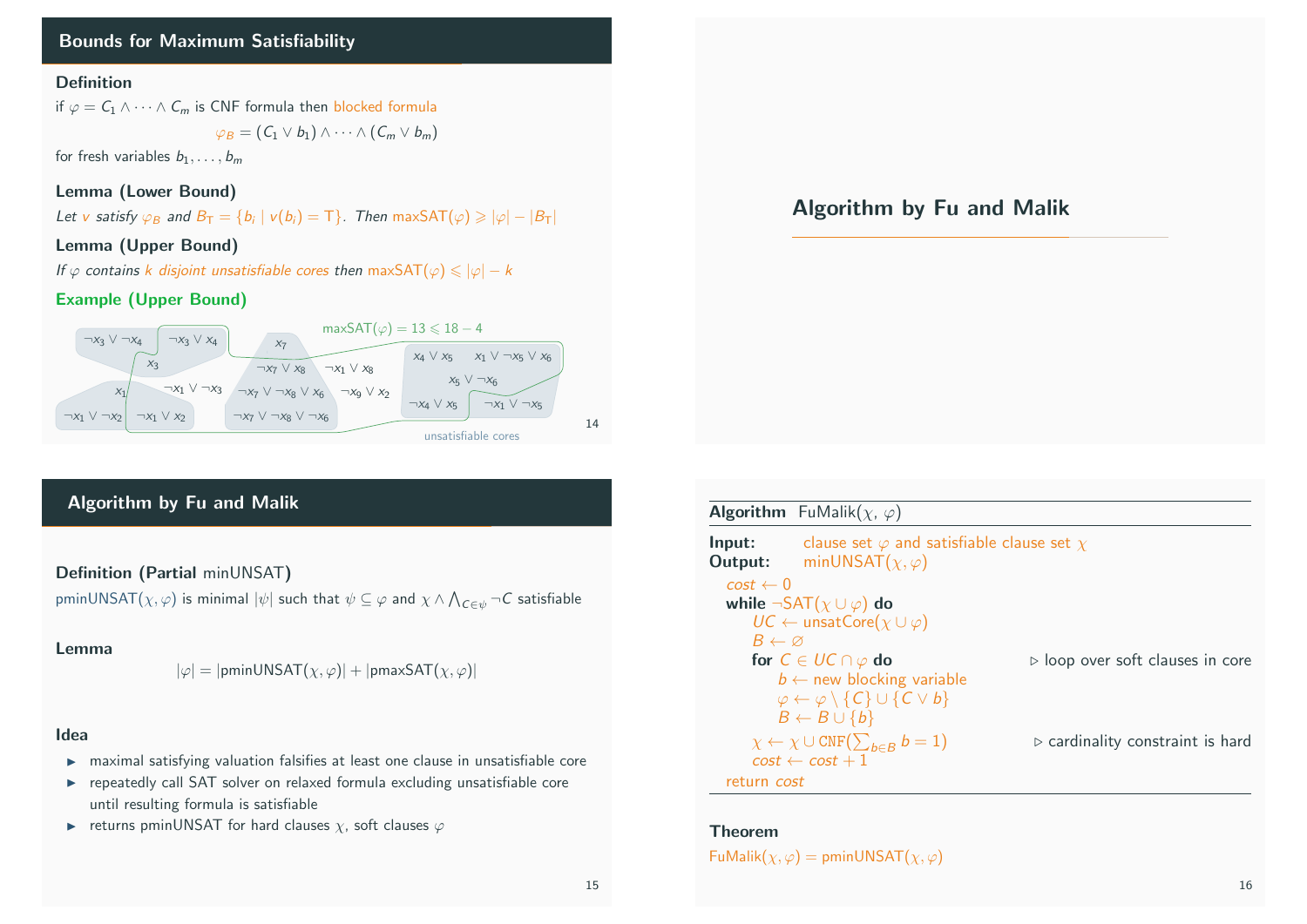## Bounds for Maximum Satisfiability

### Definition

if $\varphi = C_1 \wedge \cdots \wedge C_m$ is CNF formula then blocked formula

$$\varphi_B = (C_1 \vee b_1) \wedge \cdots \wedge (C_m \vee b_m)$$

for fresh variables $b_1, \ldots, b_m$

### Lemma (Lower Bound)

*Let $v$ satisfy $\varphi_B$ and $B_\mathsf{T} = \{b_i \mid v(b_i) = \mathsf{T}\}$. Then $\mathsf{maxSAT}(\varphi) \geqslant |\varphi| - |B_\mathsf{T}|$*

### Lemma (Upper Bound)

*If $\varphi$ contains $k$ disjoint unsatisfiable cores then $\mathsf{maxSAT}(\varphi) \leqslant |\varphi| - k$*

### Example (Upper Bound)

$\mathsf{maxSAT}(\varphi) = 13 \leqslant 18 - 4$

$\neg x_3 \vee \neg x_4$, $\neg x_3 \vee x_4$, $x_3$, $x_1$, $\neg x_1 \vee \neg x_3$, $\neg x_1 \vee \neg x_2$, $\neg x_1 \vee x_2$, $x_7$, $\neg x_7 \vee x_8$, $\neg x_1 \vee x_8$, $\neg x_7 \vee \neg x_8 \vee x_6$, $\neg x_9 \vee x_2$, $\neg x_7 \vee \neg x_8 \vee \neg x_6$, $x_4 \vee x_5$, $x_1 \vee \neg x_5 \vee x_6$, $x_5 \vee \neg x_6$, $\neg x_4 \vee x_5$, $\neg x_1 \vee \neg x_5$

unsatisfiable cores

## Algorithm by Fu and Malik

## Algorithm by Fu and Malik

### Definition (Partial minUNSAT)

$\mathsf{pminUNSAT}(\chi, \varphi)$ is minimal $|\psi|$ such that $\psi \subseteq \varphi$ and $\chi \wedge \bigwedge_{C \in \psi} \neg C$ satisfiable

### Lemma

$$|\varphi| = |\mathsf{pminUNSAT}(\chi, \varphi)| + |\mathsf{pmaxSAT}(\chi, \varphi)|$$

### Idea

- maximal satisfying valuation falsifies at least one clause in unsatisfiable core
- repeatedly call SAT solver on relaxed formula excluding unsatisfiable core until resulting formula is satisfiable
- returns pminUNSAT for hard clauses $\chi$, soft clauses $\varphi$

**Algorithm** FuMalik($\chi$, $\varphi$)

**Input:** clause set $\varphi$ and satisfiable clause set $\chi$
**Output:** $\mathsf{minUNSAT}(\chi, \varphi)$

```
cost ← 0
while ¬SAT(χ ∪ φ) do
    UC ← unsatCore(χ ∪ φ)
    B ← ∅
    for C ∈ UC ∩ φ do                         ▷ loop over soft clauses in core
        b ← new blocking variable
        φ ← φ \ {C} ∪ {C ∨ b}
        B ← B ∪ {b}
    χ ← χ ∪ CNF(∑_{b∈B} b = 1)                ▷ cardinality constraint is hard
    cost ← cost + 1
return cost
```

### Theorem

$\mathsf{FuMalik}(\chi, \varphi) = \mathsf{pminUNSAT}(\chi, \varphi)$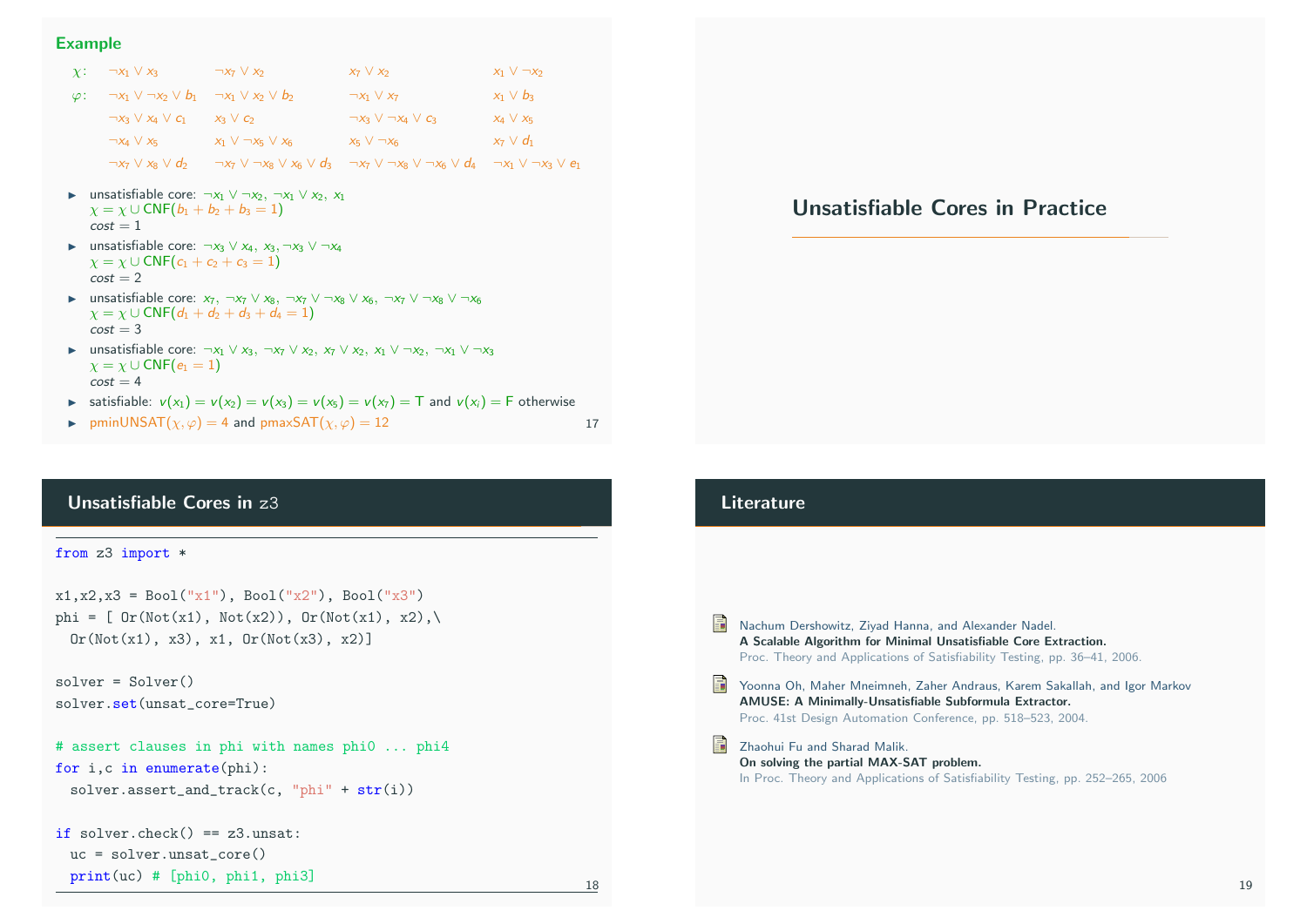### Example

$\chi$: $\neg x_1 \vee x_3$ $\quad \neg x_7 \vee x_2$ $\quad x_7 \vee x_2$ $\quad x_1 \vee \neg x_2$

$\varphi$: $\neg x_1 \vee \neg x_2 \vee b_1$ $\quad \neg x_1 \vee x_2 \vee b_2$ $\quad \neg x_1 \vee x_7$ $\quad x_1 \vee b_3$

$\neg x_3 \vee x_4 \vee c_1$ $\quad x_3 \vee c_2$ $\quad \neg x_3 \vee \neg x_4 \vee c_3$ $\quad x_4 \vee x_5$

$\neg x_4 \vee x_5$ $\quad x_1 \vee \neg x_5 \vee x_6$ $\quad x_5 \vee \neg x_6$ $\quad x_7 \vee d_1$

$\neg x_7 \vee x_8 \vee d_2$ $\quad \neg x_7 \vee \neg x_8 \vee x_6 \vee d_3$ $\quad \neg x_7 \vee \neg x_8 \vee \neg x_6 \vee d_4$ $\quad \neg x_1 \vee \neg x_3 \vee e_1$

- unsatisfiable core: $\neg x_1 \vee \neg x_2$, $\neg x_1 \vee x_2$, $x_1$
  $\chi = \chi \cup \text{CNF}(b_1 + b_2 + b_3 = 1)$
  $cost = 1$
- unsatisfiable core: $\neg x_3 \vee x_4$, $x_3$, $\neg x_3 \vee \neg x_4$
  $\chi = \chi \cup \text{CNF}(c_1 + c_2 + c_3 = 1)$
  $cost = 2$
- unsatisfiable core: $x_7$, $\neg x_7 \vee x_8$, $\neg x_7 \vee \neg x_8 \vee x_6$, $\neg x_7 \vee \neg x_8 \vee \neg x_6$
  $\chi = \chi \cup \text{CNF}(d_1 + d_2 + d_3 + d_4 = 1)$
  $cost = 3$
- unsatisfiable core: $\neg x_1 \vee x_3$, $\neg x_7 \vee x_2$, $x_7 \vee x_2$, $x_1 \vee \neg x_2$, $\neg x_1 \vee \neg x_3$
  $\chi = \chi \cup \text{CNF}(e_1 = 1)$
  $cost = 4$
- satisfiable: $v(x_1) = v(x_2) = v(x_3) = v(x_5) = v(x_7) = \text{T}$ and $v(x_i) = \text{F}$ otherwise
- $\text{pminUNSAT}(\chi, \varphi) = 4$ and $\text{pmaxSAT}(\chi, \varphi) = 12$

## Unsatisfiable Cores in Practice

## Unsatisfiable Cores in z3

```
from z3 import *

x1,x2,x3 = Bool("x1"), Bool("x2"), Bool("x3")
phi = [ Or(Not(x1), Not(x2)), Or(Not(x1), x2),\
  Or(Not(x1), x3), x1, Or(Not(x3), x2)]

solver = Solver()
solver.set(unsat_core=True)

# assert clauses in phi with names phi0 ... phi4
for i,c in enumerate(phi):
  solver.assert_and_track(c, "phi" + str(i))

if solver.check() == z3.unsat:
  uc = solver.unsat_core()
  print(uc) # [phi0, phi1, phi3]
```

## Literature

- Nachum Dershowitz, Ziyad Hanna, and Alexander Nadel.
  **A Scalable Algorithm for Minimal Unsatisfiable Core Extraction.**
  Proc. Theory and Applications of Satisfiability Testing, pp. 36–41, 2006.
- Yoonna Oh, Maher Mneimneh, Zaher Andraus, Karem Sakallah, and Igor Markov
  **AMUSE: A Minimally-Unsatisfiable Subformula Extractor.**
  Proc. 41st Design Automation Conference, pp. 518–523, 2004.
- Zhaohui Fu and Sharad Malik.
  **On solving the partial MAX-SAT problem.**
  In Proc. Theory and Applications of Satisfiability Testing, pp. 252–265, 2006